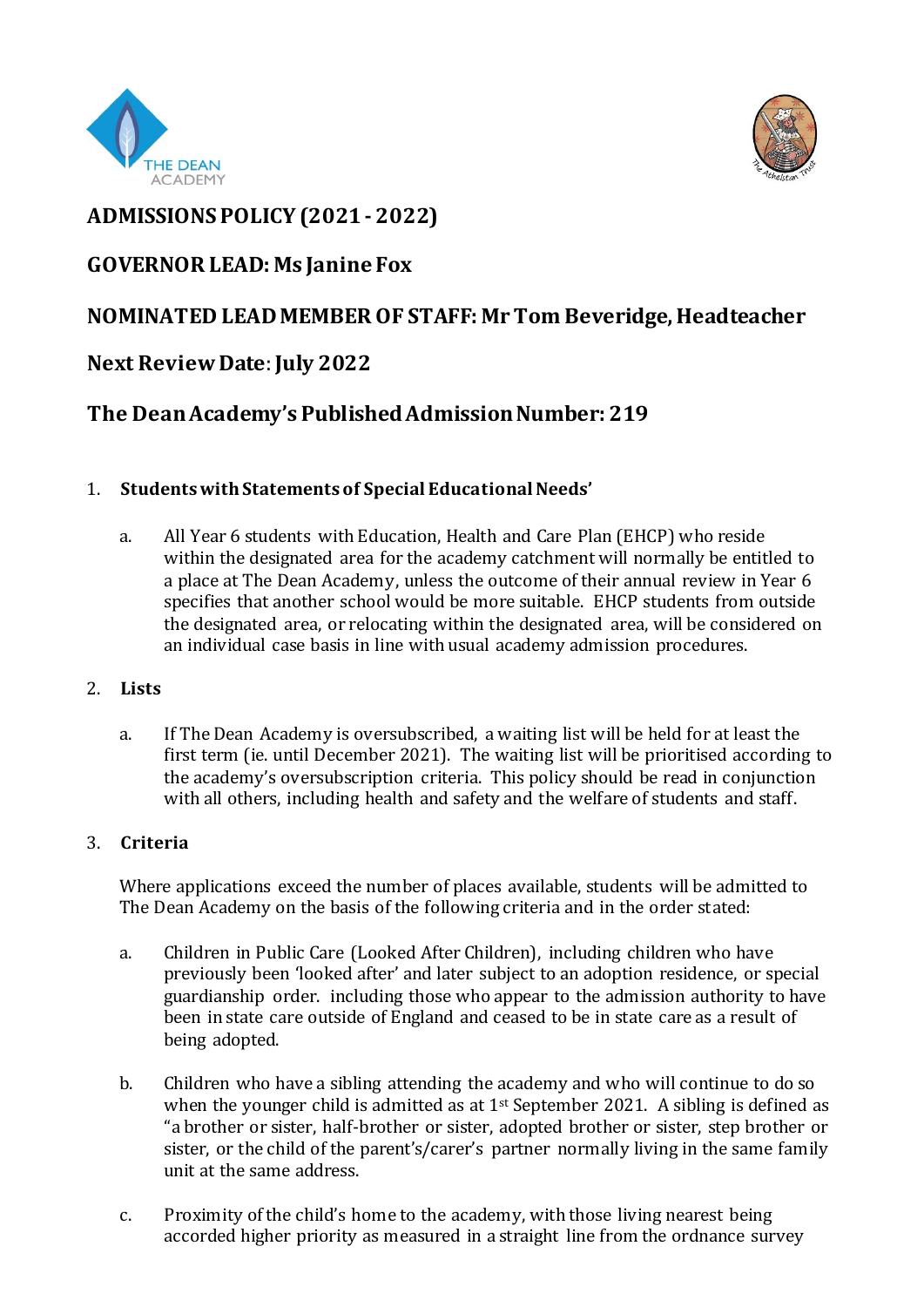# ADMISSIONS POLICY (2021 - 2022)

## GOVERNOR LEAD: Ms Janine Fox

## NOMINATED LEAD MEMBER OF STAFF: Mr Tom Beveridge, Headteacher

## Next Review Date: July 2022

## The Dean Academy's Published Admission Number: 219

1. **Students with Statements of Special Educational Needs'**

   a. All Year 6 students with Education, Health and Care Plan (EHCP) who reside within the designated area for the academy catchment will normally be entitled to a place at The Dean Academy, unless the outcome of their annual review in Year 6 specifies that another school would be more suitable. EHCP students from outside the designated area, or relocating within the designated area, will be considered on an individual case basis in line with usual academy admission procedures.

2. **Lists**

   a. If The Dean Academy is oversubscribed, a waiting list will be held for at least the first term (ie. until December 2021). The waiting list will be prioritised according to the academy's oversubscription criteria. This policy should be read in conjunction with all others, including health and safety and the welfare of students and staff.

3. **Criteria**

   Where applications exceed the number of places available, students will be admitted to The Dean Academy on the basis of the following criteria and in the order stated:

   a. Children in Public Care (Looked After Children), including children who have previously been 'looked after' and later subject to an adoption residence, or special guardianship order. including those who appear to the admission authority to have been in state care outside of England and ceased to be in state care as a result of being adopted.

   b. Children who have a sibling attending the academy and who will continue to do so when the younger child is admitted as at 1st September 2021. A sibling is defined as "a brother or sister, half-brother or sister, adopted brother or sister, step brother or sister, or the child of the parent's/carer's partner normally living in the same family unit at the same address.

   c. Proximity of the child's home to the academy, with those living nearest being accorded higher priority as measured in a straight line from the ordnance survey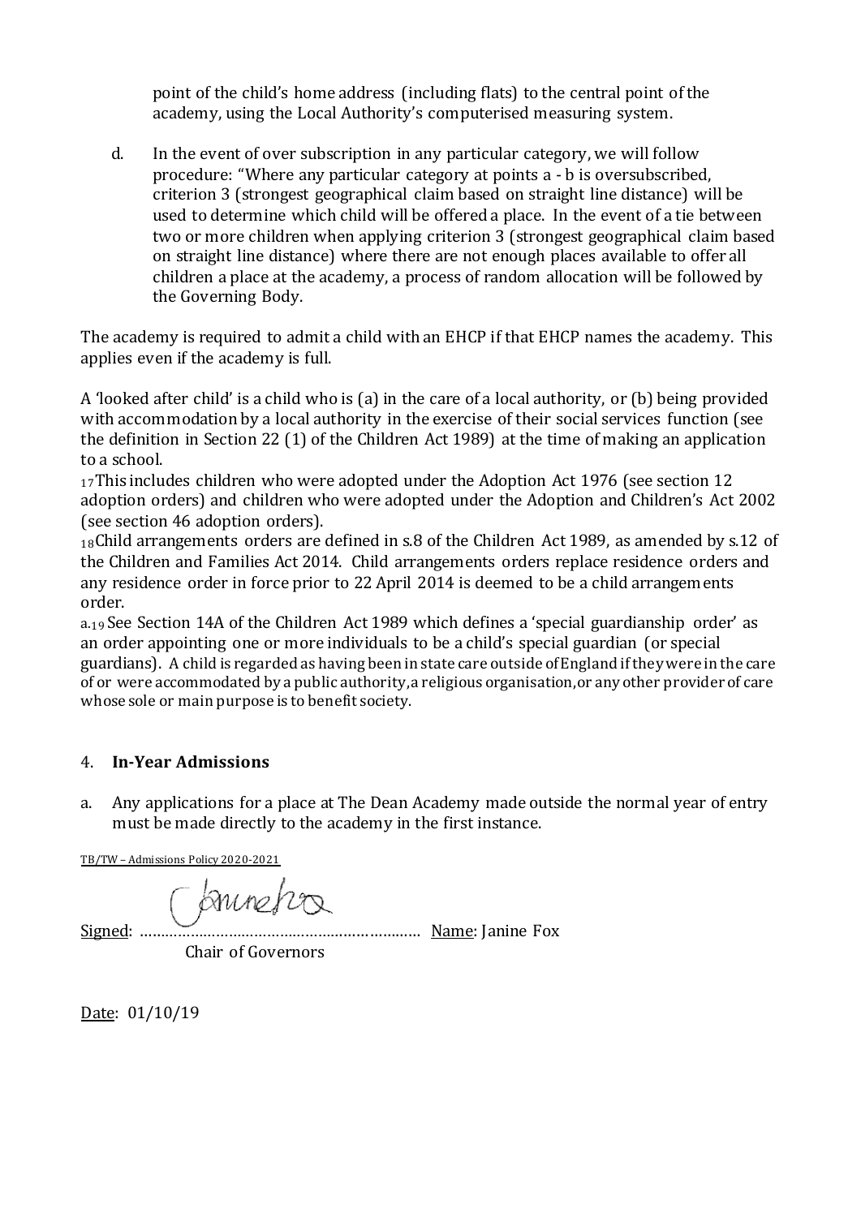point of the child's home address (including flats) to the central point of the academy, using the Local Authority's computerised measuring system.

d. In the event of over subscription in any particular category, we will follow procedure: "Where any particular category at points a - b is oversubscribed, criterion 3 (strongest geographical claim based on straight line distance) will be used to determine which child will be offered a place. In the event of a tie between two or more children when applying criterion 3 (strongest geographical claim based on straight line distance) where there are not enough places available to offer all children a place at the academy, a process of random allocation will be followed by the Governing Body.

The academy is required to admit a child with an EHCP if that EHCP names the academy. This applies even if the academy is full.

A 'looked after child' is a child who is (a) in the care of a local authority, or (b) being provided with accommodation by a local authority in the exercise of their social services function (see the definition in Section 22 (1) of the Children Act 1989) at the time of making an application to a school.

[17] This includes children who were adopted under the Adoption Act 1976 (see section 12 adoption orders) and children who were adopted under the Adoption and Children's Act 2002 (see section 46 adoption orders).

[18] Child arrangements orders are defined in s.8 of the Children Act 1989, as amended by s.12 of the Children and Families Act 2014. Child arrangements orders replace residence orders and any residence order in force prior to 22 April 2014 is deemed to be a child arrangements order.

a.[19] See Section 14A of the Children Act 1989 which defines a 'special guardianship order' as an order appointing one or more individuals to be a child's special guardian (or special guardians). A child is regarded as having been in state care outside of England if they were in the care of or were accommodated by a public authority, a religious organisation, or any other provider of care whose sole or main purpose is to benefit society.

## 4. **In-Year Admissions**

a. Any applications for a place at The Dean Academy made outside the normal year of entry must be made directly to the academy in the first instance.

TB/TW – Admissions Policy 2020-2021

Signed: ………………………………………………………… Name: Janine Fox

Chair of Governors

Date: 01/10/19